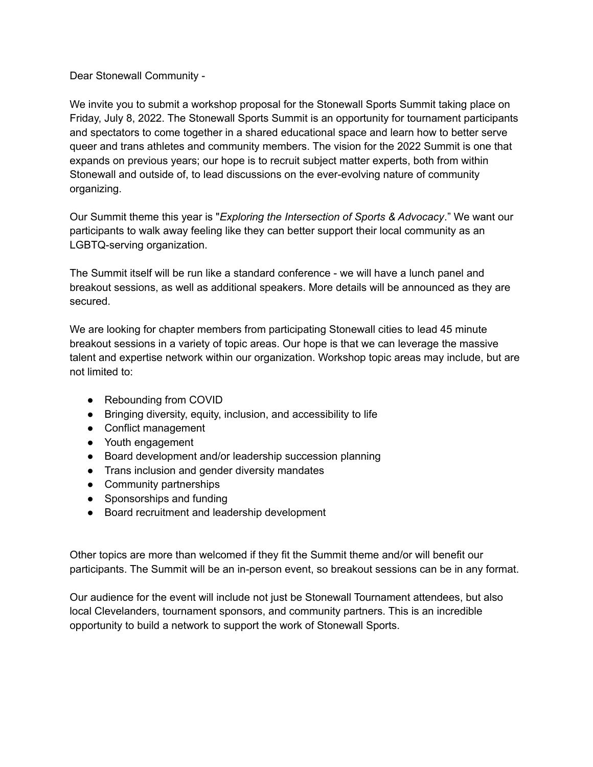Dear Stonewall Community -

We invite you to submit a workshop proposal for the Stonewall Sports Summit taking place on Friday, July 8, 2022. The Stonewall Sports Summit is an opportunity for tournament participants and spectators to come together in a shared educational space and learn how to better serve queer and trans athletes and community members. The vision for the 2022 Summit is one that expands on previous years; our hope is to recruit subject matter experts, both from within Stonewall and outside of, to lead discussions on the ever-evolving nature of community organizing.

Our Summit theme this year is "*Exploring the Intersection of Sports & Advocacy*." We want our participants to walk away feeling like they can better support their local community as an LGBTQ-serving organization.

The Summit itself will be run like a standard conference - we will have a lunch panel and breakout sessions, as well as additional speakers. More details will be announced as they are secured.

We are looking for chapter members from participating Stonewall cities to lead 45 minute breakout sessions in a variety of topic areas. Our hope is that we can leverage the massive talent and expertise network within our organization. Workshop topic areas may include, but are not limited to:

- Rebounding from COVID
- Bringing diversity, equity, inclusion, and accessibility to life
- Conflict management
- Youth engagement
- Board development and/or leadership succession planning
- Trans inclusion and gender diversity mandates
- Community partnerships
- Sponsorships and funding
- Board recruitment and leadership development

Other topics are more than welcomed if they fit the Summit theme and/or will benefit our participants. The Summit will be an in-person event, so breakout sessions can be in any format.

Our audience for the event will include not just be Stonewall Tournament attendees, but also local Clevelanders, tournament sponsors, and community partners. This is an incredible opportunity to build a network to support the work of Stonewall Sports.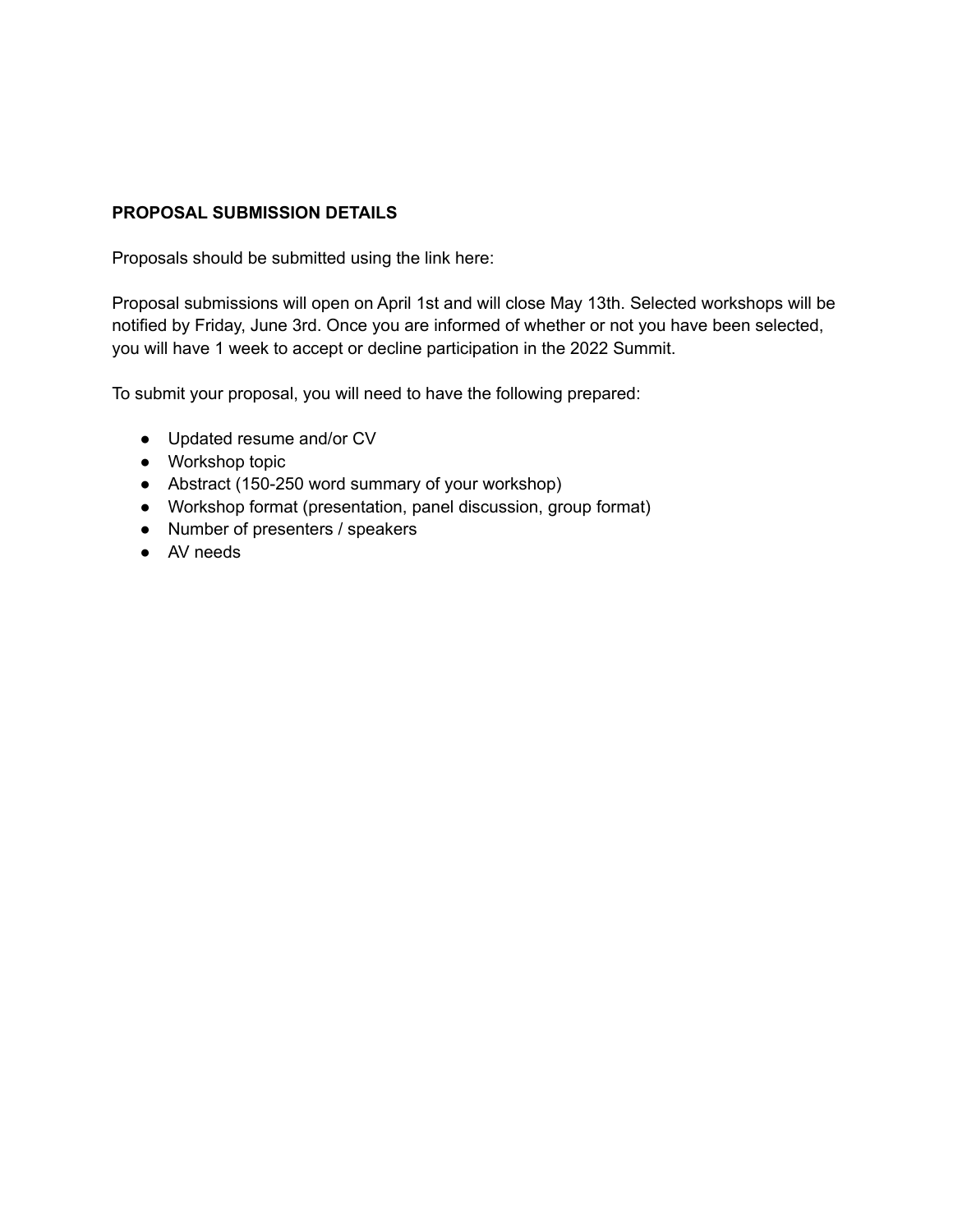**PROPOSAL SUBMISSION DETAILS**

Proposals should be submitted using the link here:

Proposal submissions will open on April 1st and will close May 13th. Selected workshops will be notified by Friday, June 3rd. Once you are informed of whether or not you have been selected, you will have 1 week to accept or decline participation in the 2022 Summit.

To submit your proposal, you will need to have the following prepared:

- Updated resume and/or CV
- Workshop topic
- Abstract (150-250 word summary of your workshop)
- Workshop format (presentation, panel discussion, group format)
- Number of presenters / speakers
- AV needs